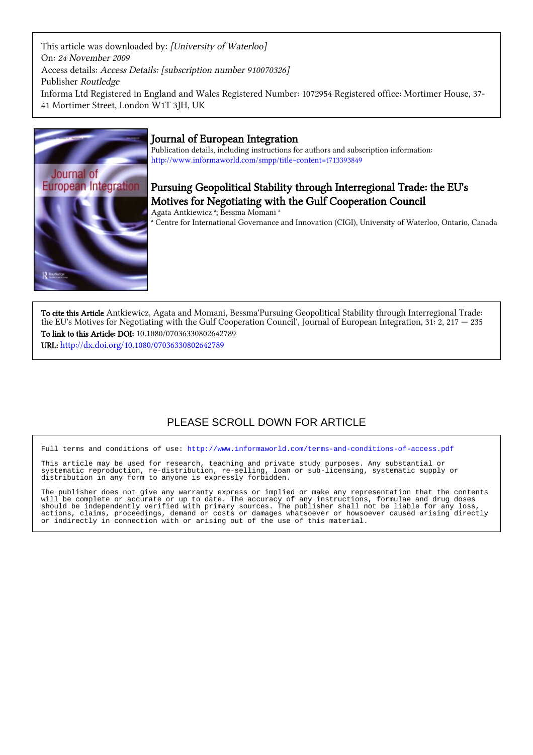This article was downloaded by: *[University of Waterloo]*
On: *24 November 2009*
Access details: *Access Details: [subscription number 910070326]*
Publisher *Routledge*
Informa Ltd Registered in England and Wales Registered Number: 1072954 Registered office: Mortimer House, 37-41 Mortimer Street, London W1T 3JH, UK

# Journal of European Integration

Publication details, including instructions for authors and subscription information:
http://www.informaworld.com/smpp/title~content=t713393849

## Pursuing Geopolitical Stability through Interregional Trade: the EU's Motives for Negotiating with the Gulf Cooperation Council

Agata Antkiewicz [a]; Bessma Momani [a]

[a] Centre for International Governance and Innovation (CIGI), University of Waterloo, Ontario, Canada

**To cite this Article** Antkiewicz, Agata and Momani, Bessma'Pursuing Geopolitical Stability through Interregional Trade: the EU's Motives for Negotiating with the Gulf Cooperation Council', Journal of European Integration, 31: 2, 217 — 235

**To link to this Article: DOI:** 10.1080/07036330802642789

**URL:** http://dx.doi.org/10.1080/07036330802642789

PLEASE SCROLL DOWN FOR ARTICLE

Full terms and conditions of use: http://www.informaworld.com/terms-and-conditions-of-access.pdf

This article may be used for research, teaching and private study purposes. Any substantial or systematic reproduction, re-distribution, re-selling, loan or sub-licensing, systematic supply or distribution in any form to anyone is expressly forbidden.

The publisher does not give any warranty express or implied or make any representation that the contents will be complete or accurate or up to date. The accuracy of any instructions, formulae and drug doses should be independently verified with primary sources. The publisher shall not be liable for any loss, actions, claims, proceedings, demand or costs or damages whatsoever or howsoever caused arising directly or indirectly in connection with or arising out of the use of this material.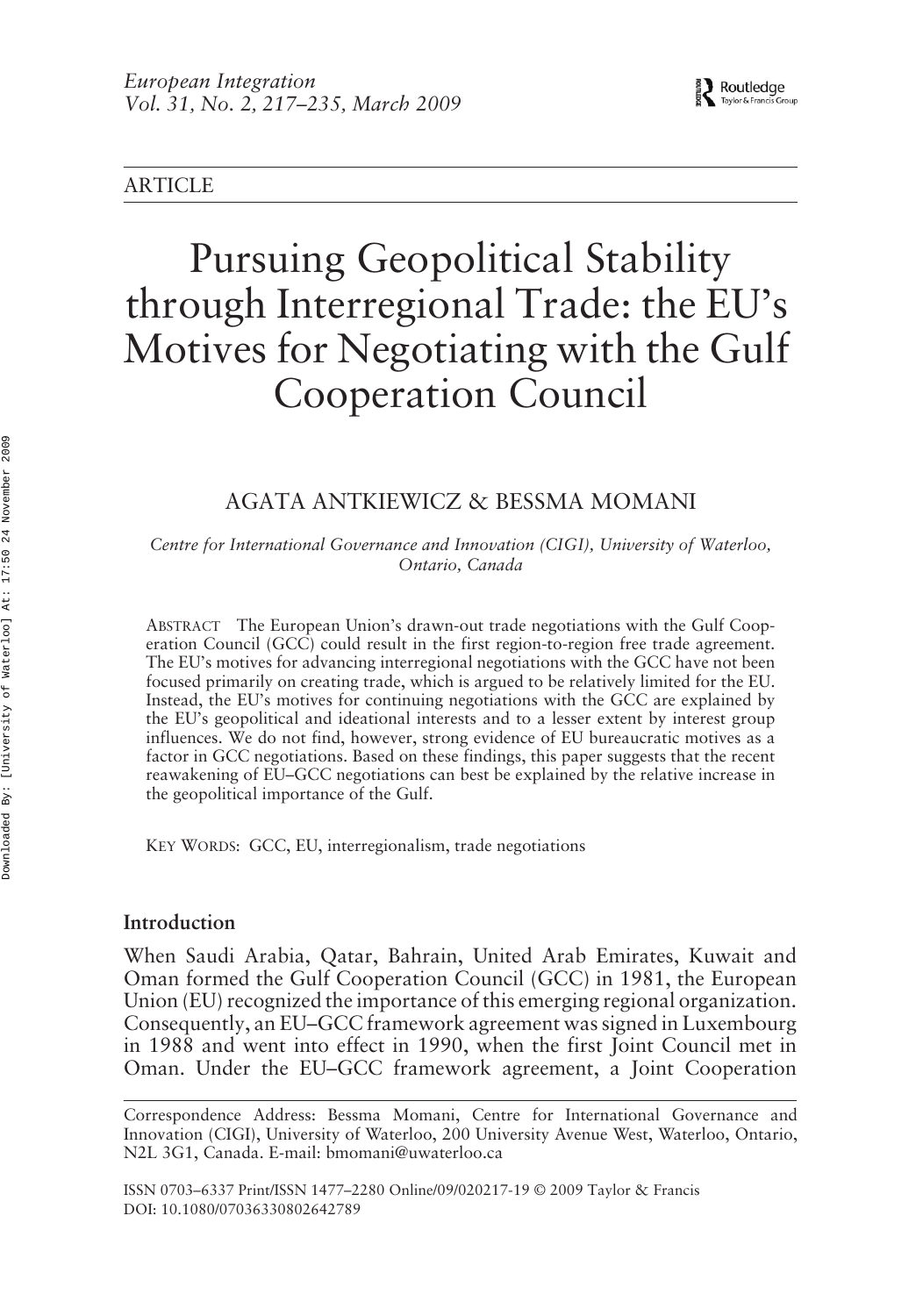ARTICLE

# Pursuing Geopolitical Stability through Interregional Trade: the EU's Motives for Negotiating with the Gulf Cooperation Council

AGATA ANTKIEWICZ & BESSMA MOMANI

*Centre for International Governance and Innovation (CIGI), University of Waterloo, Ontario, Canada*

ABSTRACT The European Union's drawn-out trade negotiations with the Gulf Cooperation Council (GCC) could result in the first region-to-region free trade agreement. The EU's motives for advancing interregional negotiations with the GCC have not been focused primarily on creating trade, which is argued to be relatively limited for the EU. Instead, the EU's motives for continuing negotiations with the GCC are explained by the EU's geopolitical and ideational interests and to a lesser extent by interest group influences. We do not find, however, strong evidence of EU bureaucratic motives as a factor in GCC negotiations. Based on these findings, this paper suggests that the recent reawakening of EU–GCC negotiations can best be explained by the relative increase in the geopolitical importance of the Gulf.

KEY WORDS: GCC, EU, interregionalism, trade negotiations

## Introduction

When Saudi Arabia, Qatar, Bahrain, United Arab Emirates, Kuwait and Oman formed the Gulf Cooperation Council (GCC) in 1981, the European Union (EU) recognized the importance of this emerging regional organization. Consequently, an EU–GCC framework agreement was signed in Luxembourg in 1988 and went into effect in 1990, when the first Joint Council met in Oman. Under the EU–GCC framework agreement, a Joint Cooperation

Correspondence Address: Bessma Momani, Centre for International Governance and Innovation (CIGI), University of Waterloo, 200 University Avenue West, Waterloo, Ontario, N2L 3G1, Canada. E-mail: bmomani@uwaterloo.ca

ISSN 0703–6337 Print/ISSN 1477–2280 Online/09/020217-19 © 2009 Taylor & Francis
DOI: 10.1080/07036330802642789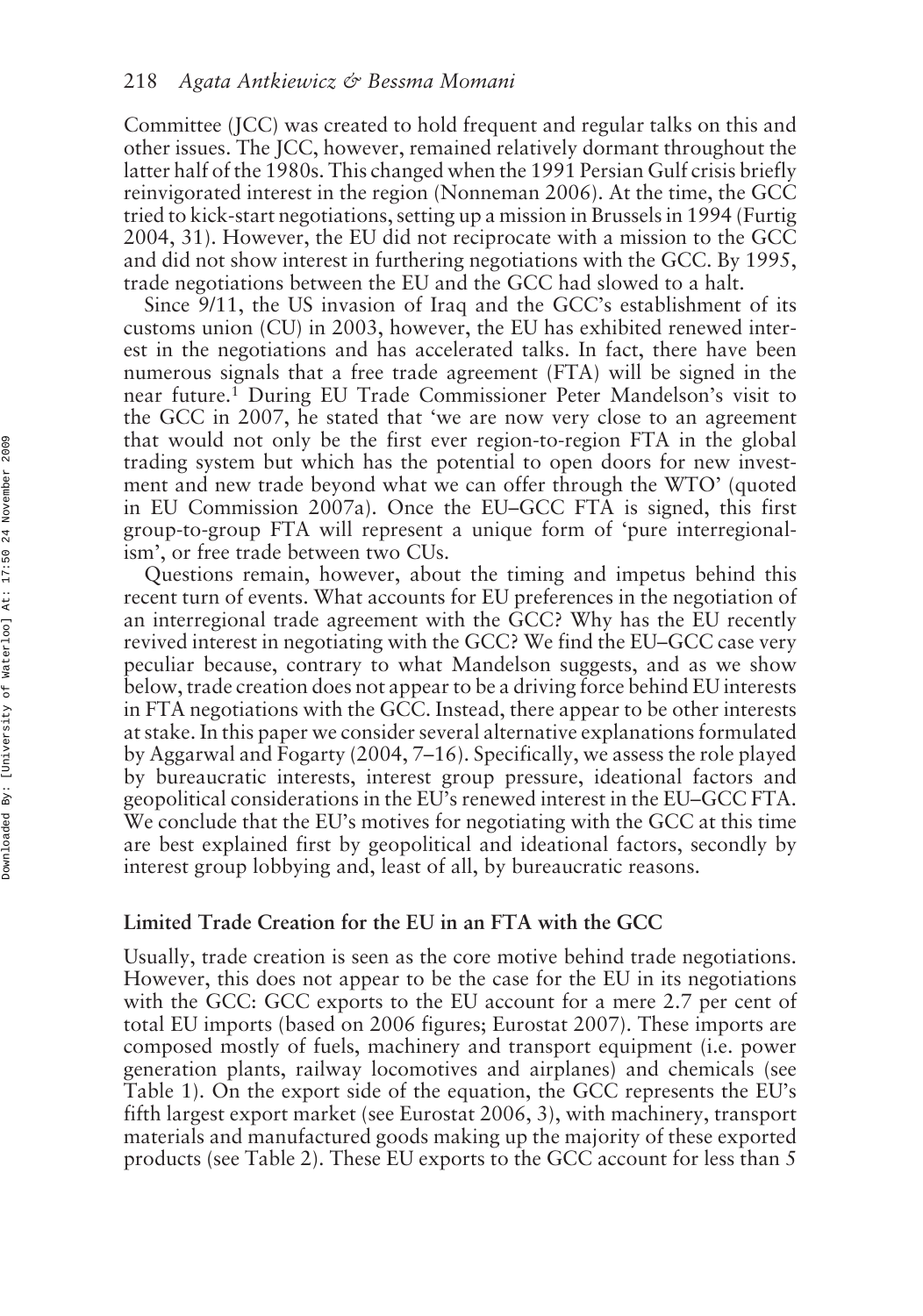Committee (JCC) was created to hold frequent and regular talks on this and other issues. The JCC, however, remained relatively dormant throughout the latter half of the 1980s. This changed when the 1991 Persian Gulf crisis briefly reinvigorated interest in the region (Nonneman 2006). At the time, the GCC tried to kick-start negotiations, setting up a mission in Brussels in 1994 (Furtig 2004, 31). However, the EU did not reciprocate with a mission to the GCC and did not show interest in furthering negotiations with the GCC. By 1995, trade negotiations between the EU and the GCC had slowed to a halt.

Since 9/11, the US invasion of Iraq and the GCC's establishment of its customs union (CU) in 2003, however, the EU has exhibited renewed interest in the negotiations and has accelerated talks. In fact, there have been numerous signals that a free trade agreement (FTA) will be signed in the near future.[1] During EU Trade Commissioner Peter Mandelson's visit to the GCC in 2007, he stated that 'we are now very close to an agreement that would not only be the first ever region-to-region FTA in the global trading system but which has the potential to open doors for new investment and new trade beyond what we can offer through the WTO' (quoted in EU Commission 2007a). Once the EU–GCC FTA is signed, this first group-to-group FTA will represent a unique form of 'pure interregionalism', or free trade between two CUs.

Questions remain, however, about the timing and impetus behind this recent turn of events. What accounts for EU preferences in the negotiation of an interregional trade agreement with the GCC? Why has the EU recently revived interest in negotiating with the GCC? We find the EU–GCC case very peculiar because, contrary to what Mandelson suggests, and as we show below, trade creation does not appear to be a driving force behind EU interests in FTA negotiations with the GCC. Instead, there appear to be other interests at stake. In this paper we consider several alternative explanations formulated by Aggarwal and Fogarty (2004, 7–16). Specifically, we assess the role played by bureaucratic interests, interest group pressure, ideational factors and geopolitical considerations in the EU's renewed interest in the EU–GCC FTA. We conclude that the EU's motives for negotiating with the GCC at this time are best explained first by geopolitical and ideational factors, secondly by interest group lobbying and, least of all, by bureaucratic reasons.

## Limited Trade Creation for the EU in an FTA with the GCC

Usually, trade creation is seen as the core motive behind trade negotiations. However, this does not appear to be the case for the EU in its negotiations with the GCC: GCC exports to the EU account for a mere 2.7 per cent of total EU imports (based on 2006 figures; Eurostat 2007). These imports are composed mostly of fuels, machinery and transport equipment (i.e. power generation plants, railway locomotives and airplanes) and chemicals (see Table 1). On the export side of the equation, the GCC represents the EU's fifth largest export market (see Eurostat 2006, 3), with machinery, transport materials and manufactured goods making up the majority of these exported products (see Table 2). These EU exports to the GCC account for less than 5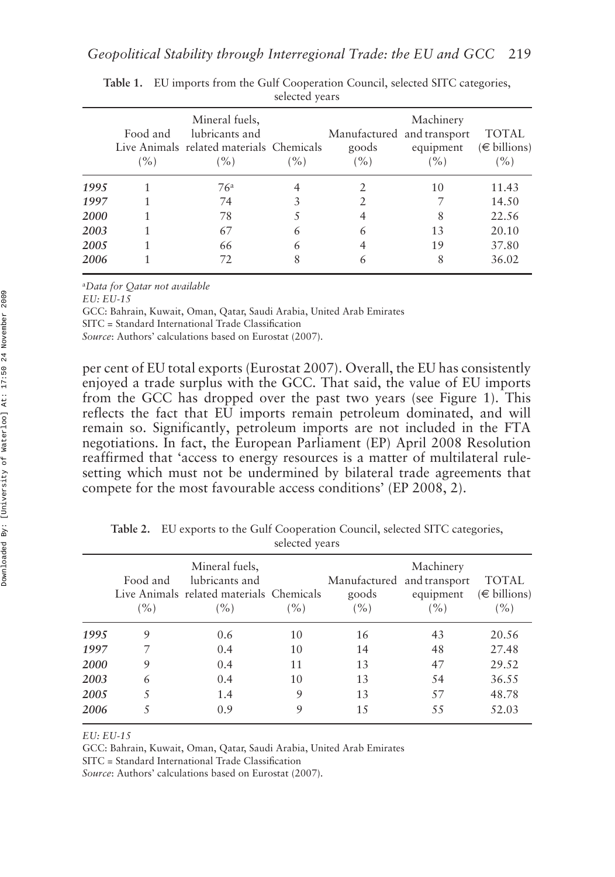**Table 1.** EU imports from the Gulf Cooperation Council, selected SITC categories, selected years

| | Food and Live Animals (%) | Mineral fuels, lubricants and related materials (%) | Chemicals (%) | Manufactured goods (%) | Machinery and transport equipment (%) | TOTAL (€ billions) (%) |
|---|---|---|---|---|---|---|
| *1995* | 1 | 76[a] | 4 | 2 | 10 | 11.43 |
| *1997* | 1 | 74 | 3 | 2 | 7 | 14.50 |
| *2000* | 1 | 78 | 5 | 4 | 8 | 22.56 |
| *2003* | 1 | 67 | 6 | 6 | 13 | 20.10 |
| *2005* | 1 | 66 | 6 | 4 | 19 | 37.80 |
| *2006* | 1 | 72 | 8 | 6 | 8 | 36.02 |

[a]*Data for Qatar not available*

*EU: EU-15*

GCC: Bahrain, Kuwait, Oman, Qatar, Saudi Arabia, United Arab Emirates

SITC = Standard International Trade Classification

*Source*: Authors' calculations based on Eurostat (2007).

per cent of EU total exports (Eurostat 2007). Overall, the EU has consistently enjoyed a trade surplus with the GCC. That said, the value of EU imports from the GCC has dropped over the past two years (see Figure 1). This reflects the fact that EU imports remain petroleum dominated, and will remain so. Significantly, petroleum imports are not included in the FTA negotiations. In fact, the European Parliament (EP) April 2008 Resolution reaffirmed that 'access to energy resources is a matter of multilateral rule-setting which must not be undermined by bilateral trade agreements that compete for the most favourable access conditions' (EP 2008, 2).

**Table 2.** EU exports to the Gulf Cooperation Council, selected SITC categories, selected years

| | Food and Live Animals (%) | Mineral fuels, lubricants and related materials (%) | Chemicals (%) | Manufactured goods (%) | Machinery and transport equipment (%) | TOTAL (€ billions) (%) |
|---|---|---|---|---|---|---|
| *1995* | 9 | 0.6 | 10 | 16 | 43 | 20.56 |
| *1997* | 7 | 0.4 | 10 | 14 | 48 | 27.48 |
| *2000* | 9 | 0.4 | 11 | 13 | 47 | 29.52 |
| *2003* | 6 | 0.4 | 10 | 13 | 54 | 36.55 |
| *2005* | 5 | 1.4 | 9 | 13 | 57 | 48.78 |
| *2006* | 5 | 0.9 | 9 | 15 | 55 | 52.03 |

*EU: EU-15*

GCC: Bahrain, Kuwait, Oman, Qatar, Saudi Arabia, United Arab Emirates

SITC = Standard International Trade Classification

*Source*: Authors' calculations based on Eurostat (2007).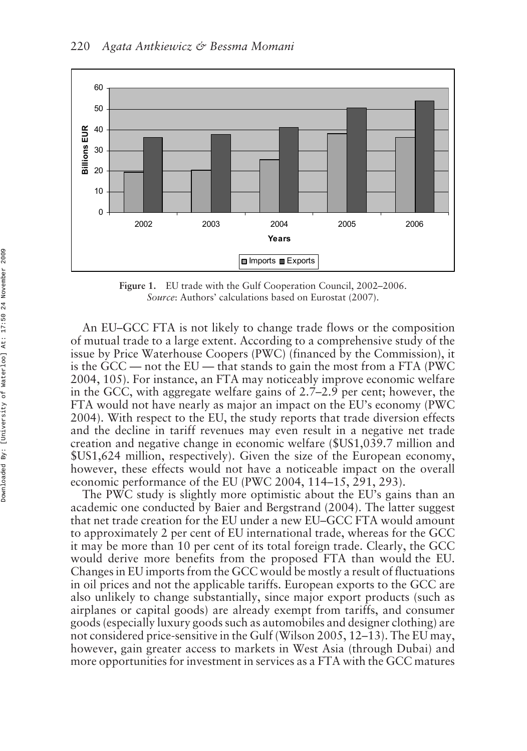**Figure 1.** EU trade with the Gulf Cooperation Council, 2002–2006.
*Source*: Authors' calculations based on Eurostat (2007).

An EU–GCC FTA is not likely to change trade flows or the composition of mutual trade to a large extent. According to a comprehensive study of the issue by Price Waterhouse Coopers (PWC) (financed by the Commission), it is the GCC — not the EU — that stands to gain the most from a FTA (PWC 2004, 105). For instance, an FTA may noticeably improve economic welfare in the GCC, with aggregate welfare gains of 2.7–2.9 per cent; however, the FTA would not have nearly as major an impact on the EU's economy (PWC 2004). With respect to the EU, the study reports that trade diversion effects and the decline in tariff revenues may even result in a negative net trade creation and negative change in economic welfare ($US1,039.7 million and $US1,624 million, respectively). Given the size of the European economy, however, these effects would not have a noticeable impact on the overall economic performance of the EU (PWC 2004, 114–15, 291, 293).

The PWC study is slightly more optimistic about the EU's gains than an academic one conducted by Baier and Bergstrand (2004). The latter suggest that net trade creation for the EU under a new EU–GCC FTA would amount to approximately 2 per cent of EU international trade, whereas for the GCC it may be more than 10 per cent of its total foreign trade. Clearly, the GCC would derive more benefits from the proposed FTA than would the EU. Changes in EU imports from the GCC would be mostly a result of fluctuations in oil prices and not the applicable tariffs. European exports to the GCC are also unlikely to change substantially, since major export products (such as airplanes or capital goods) are already exempt from tariffs, and consumer goods (especially luxury goods such as automobiles and designer clothing) are not considered price-sensitive in the Gulf (Wilson 2005, 12–13). The EU may, however, gain greater access to markets in West Asia (through Dubai) and more opportunities for investment in services as a FTA with the GCC matures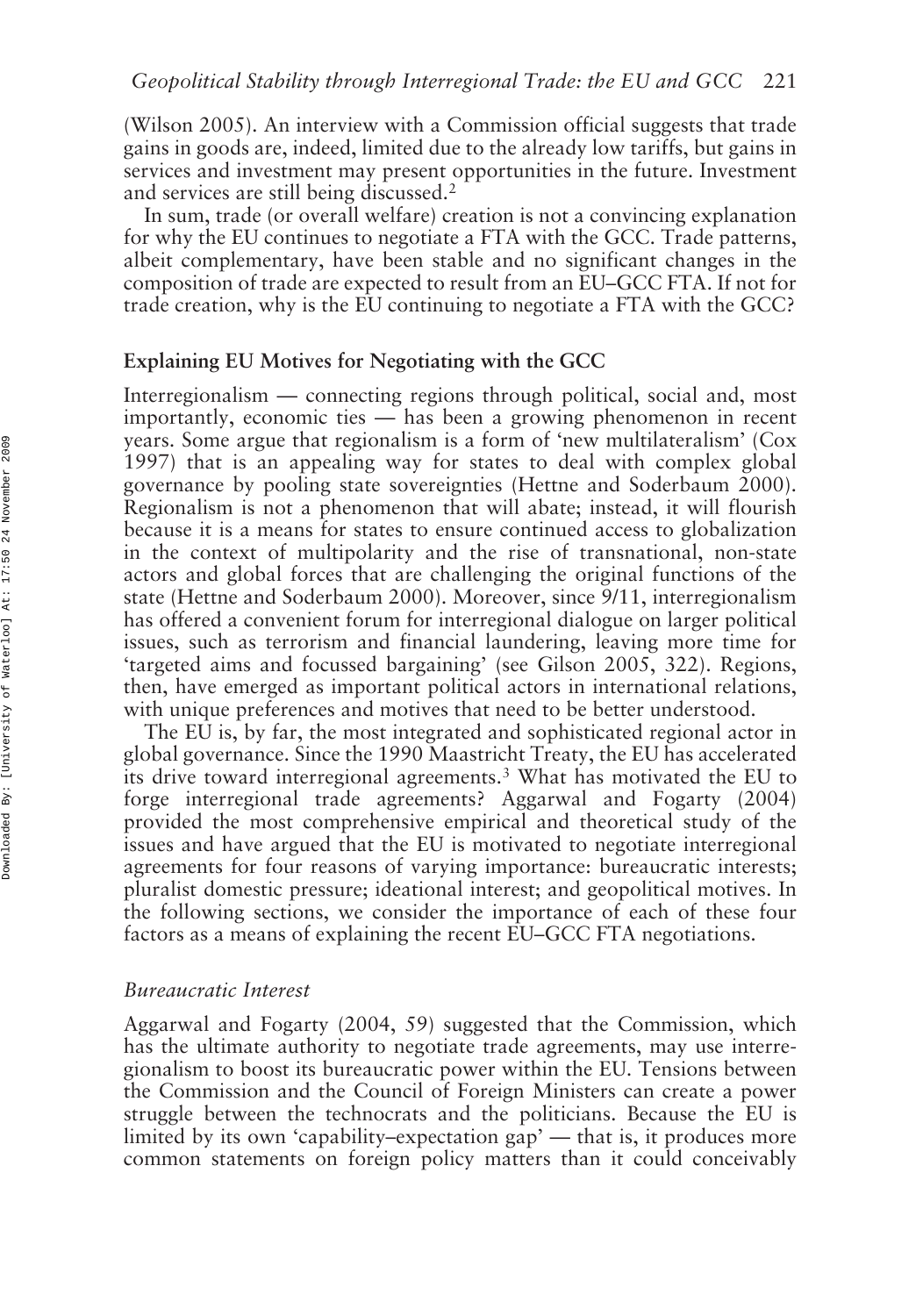(Wilson 2005). An interview with a Commission official suggests that trade gains in goods are, indeed, limited due to the already low tariffs, but gains in services and investment may present opportunities in the future. Investment and services are still being discussed.[2]

In sum, trade (or overall welfare) creation is not a convincing explanation for why the EU continues to negotiate a FTA with the GCC. Trade patterns, albeit complementary, have been stable and no significant changes in the composition of trade are expected to result from an EU–GCC FTA. If not for trade creation, why is the EU continuing to negotiate a FTA with the GCC?

## Explaining EU Motives for Negotiating with the GCC

Interregionalism — connecting regions through political, social and, most importantly, economic ties — has been a growing phenomenon in recent years. Some argue that regionalism is a form of 'new multilateralism' (Cox 1997) that is an appealing way for states to deal with complex global governance by pooling state sovereignties (Hettne and Soderbaum 2000). Regionalism is not a phenomenon that will abate; instead, it will flourish because it is a means for states to ensure continued access to globalization in the context of multipolarity and the rise of transnational, non-state actors and global forces that are challenging the original functions of the state (Hettne and Soderbaum 2000). Moreover, since 9/11, interregionalism has offered a convenient forum for interregional dialogue on larger political issues, such as terrorism and financial laundering, leaving more time for 'targeted aims and focussed bargaining' (see Gilson 2005, 322). Regions, then, have emerged as important political actors in international relations, with unique preferences and motives that need to be better understood.

The EU is, by far, the most integrated and sophisticated regional actor in global governance. Since the 1990 Maastricht Treaty, the EU has accelerated its drive toward interregional agreements.[3] What has motivated the EU to forge interregional trade agreements? Aggarwal and Fogarty (2004) provided the most comprehensive empirical and theoretical study of the issues and have argued that the EU is motivated to negotiate interregional agreements for four reasons of varying importance: bureaucratic interests; pluralist domestic pressure; ideational interest; and geopolitical motives. In the following sections, we consider the importance of each of these four factors as a means of explaining the recent EU–GCC FTA negotiations.

### *Bureaucratic Interest*

Aggarwal and Fogarty (2004, 59) suggested that the Commission, which has the ultimate authority to negotiate trade agreements, may use interregionalism to boost its bureaucratic power within the EU. Tensions between the Commission and the Council of Foreign Ministers can create a power struggle between the technocrats and the politicians. Because the EU is limited by its own 'capability–expectation gap' — that is, it produces more common statements on foreign policy matters than it could conceivably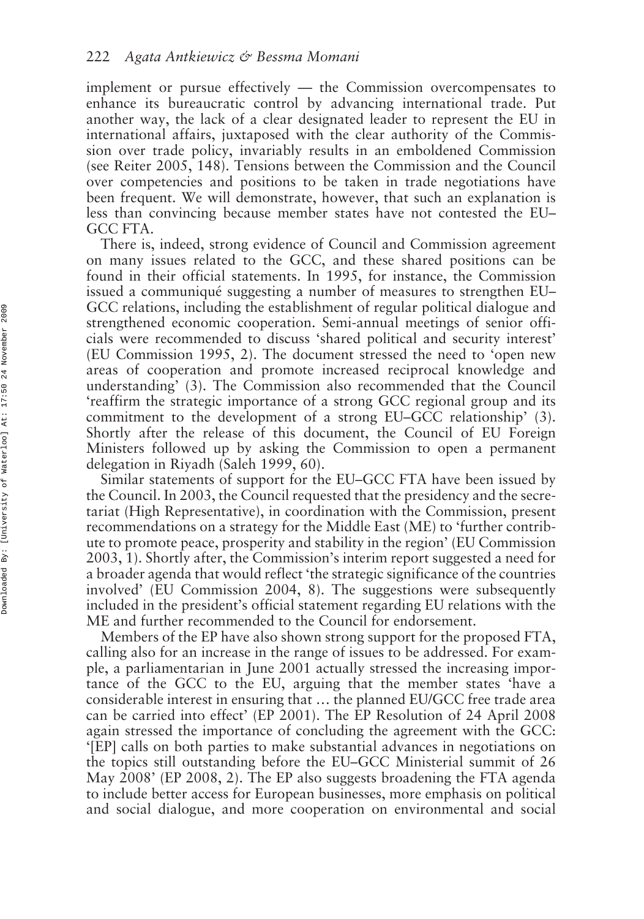implement or pursue effectively — the Commission overcompensates to enhance its bureaucratic control by advancing international trade. Put another way, the lack of a clear designated leader to represent the EU in international affairs, juxtaposed with the clear authority of the Commission over trade policy, invariably results in an emboldened Commission (see Reiter 2005, 148). Tensions between the Commission and the Council over competencies and positions to be taken in trade negotiations have been frequent. We will demonstrate, however, that such an explanation is less than convincing because member states have not contested the EU–GCC FTA.

There is, indeed, strong evidence of Council and Commission agreement on many issues related to the GCC, and these shared positions can be found in their official statements. In 1995, for instance, the Commission issued a communiqué suggesting a number of measures to strengthen EU–GCC relations, including the establishment of regular political dialogue and strengthened economic cooperation. Semi-annual meetings of senior officials were recommended to discuss 'shared political and security interest' (EU Commission 1995, 2). The document stressed the need to 'open new areas of cooperation and promote increased reciprocal knowledge and understanding' (3). The Commission also recommended that the Council 'reaffirm the strategic importance of a strong GCC regional group and its commitment to the development of a strong EU–GCC relationship' (3). Shortly after the release of this document, the Council of EU Foreign Ministers followed up by asking the Commission to open a permanent delegation in Riyadh (Saleh 1999, 60).

Similar statements of support for the EU–GCC FTA have been issued by the Council. In 2003, the Council requested that the presidency and the secretariat (High Representative), in coordination with the Commission, present recommendations on a strategy for the Middle East (ME) to 'further contribute to promote peace, prosperity and stability in the region' (EU Commission 2003, 1). Shortly after, the Commission's interim report suggested a need for a broader agenda that would reflect 'the strategic significance of the countries involved' (EU Commission 2004, 8). The suggestions were subsequently included in the president's official statement regarding EU relations with the ME and further recommended to the Council for endorsement.

Members of the EP have also shown strong support for the proposed FTA, calling also for an increase in the range of issues to be addressed. For example, a parliamentarian in June 2001 actually stressed the increasing importance of the GCC to the EU, arguing that the member states 'have a considerable interest in ensuring that … the planned EU/GCC free trade area can be carried into effect' (EP 2001). The EP Resolution of 24 April 2008 again stressed the importance of concluding the agreement with the GCC: '[EP] calls on both parties to make substantial advances in negotiations on the topics still outstanding before the EU–GCC Ministerial summit of 26 May 2008' (EP 2008, 2). The EP also suggests broadening the FTA agenda to include better access for European businesses, more emphasis on political and social dialogue, and more cooperation on environmental and social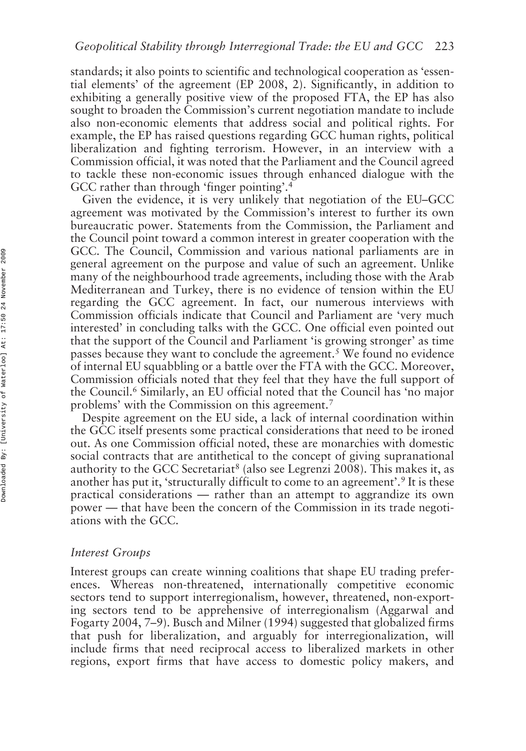standards; it also points to scientific and technological cooperation as 'essential elements' of the agreement (EP 2008, 2). Significantly, in addition to exhibiting a generally positive view of the proposed FTA, the EP has also sought to broaden the Commission's current negotiation mandate to include also non-economic elements that address social and political rights. For example, the EP has raised questions regarding GCC human rights, political liberalization and fighting terrorism. However, in an interview with a Commission official, it was noted that the Parliament and the Council agreed to tackle these non-economic issues through enhanced dialogue with the GCC rather than through 'finger pointing'.[4]

Given the evidence, it is very unlikely that negotiation of the EU–GCC agreement was motivated by the Commission's interest to further its own bureaucratic power. Statements from the Commission, the Parliament and the Council point toward a common interest in greater cooperation with the GCC. The Council, Commission and various national parliaments are in general agreement on the purpose and value of such an agreement. Unlike many of the neighbourhood trade agreements, including those with the Arab Mediterranean and Turkey, there is no evidence of tension within the EU regarding the GCC agreement. In fact, our numerous interviews with Commission officials indicate that Council and Parliament are 'very much interested' in concluding talks with the GCC. One official even pointed out that the support of the Council and Parliament 'is growing stronger' as time passes because they want to conclude the agreement.[5] We found no evidence of internal EU squabbling or a battle over the FTA with the GCC. Moreover, Commission officials noted that they feel that they have the full support of the Council.[6] Similarly, an EU official noted that the Council has 'no major problems' with the Commission on this agreement.[7]

Despite agreement on the EU side, a lack of internal coordination within the GCC itself presents some practical considerations that need to be ironed out. As one Commission official noted, these are monarchies with domestic social contracts that are antithetical to the concept of giving supranational authority to the GCC Secretariat[8] (also see Legrenzi 2008). This makes it, as another has put it, 'structurally difficult to come to an agreement'.[9] It is these practical considerations — rather than an attempt to aggrandize its own power — that have been the concern of the Commission in its trade negotiations with the GCC.

### *Interest Groups*

Interest groups can create winning coalitions that shape EU trading preferences. Whereas non-threatened, internationally competitive economic sectors tend to support interregionalism, however, threatened, non-exporting sectors tend to be apprehensive of interregionalism (Aggarwal and Fogarty 2004, 7–9). Busch and Milner (1994) suggested that globalized firms that push for liberalization, and arguably for interregionalization, will include firms that need reciprocal access to liberalized markets in other regions, export firms that have access to domestic policy makers, and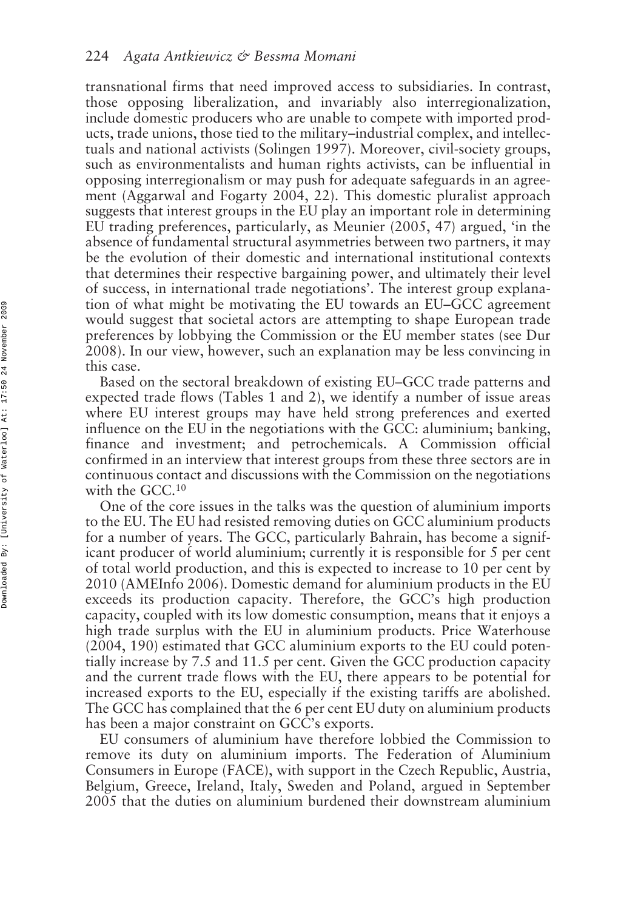transnational firms that need improved access to subsidiaries. In contrast, those opposing liberalization, and invariably also interregionalization, include domestic producers who are unable to compete with imported products, trade unions, those tied to the military–industrial complex, and intellectuals and national activists (Solingen 1997). Moreover, civil-society groups, such as environmentalists and human rights activists, can be influential in opposing interregionalism or may push for adequate safeguards in an agreement (Aggarwal and Fogarty 2004, 22). This domestic pluralist approach suggests that interest groups in the EU play an important role in determining EU trading preferences, particularly, as Meunier (2005, 47) argued, 'in the absence of fundamental structural asymmetries between two partners, it may be the evolution of their domestic and international institutional contexts that determines their respective bargaining power, and ultimately their level of success, in international trade negotiations'. The interest group explanation of what might be motivating the EU towards an EU–GCC agreement would suggest that societal actors are attempting to shape European trade preferences by lobbying the Commission or the EU member states (see Dur 2008). In our view, however, such an explanation may be less convincing in this case.

Based on the sectoral breakdown of existing EU–GCC trade patterns and expected trade flows (Tables 1 and 2), we identify a number of issue areas where EU interest groups may have held strong preferences and exerted influence on the EU in the negotiations with the GCC: aluminium; banking, finance and investment; and petrochemicals. A Commission official confirmed in an interview that interest groups from these three sectors are in continuous contact and discussions with the Commission on the negotiations with the GCC.[10]

One of the core issues in the talks was the question of aluminium imports to the EU. The EU had resisted removing duties on GCC aluminium products for a number of years. The GCC, particularly Bahrain, has become a significant producer of world aluminium; currently it is responsible for 5 per cent of total world production, and this is expected to increase to 10 per cent by 2010 (AMEInfo 2006). Domestic demand for aluminium products in the EU exceeds its production capacity. Therefore, the GCC's high production capacity, coupled with its low domestic consumption, means that it enjoys a high trade surplus with the EU in aluminium products. Price Waterhouse (2004, 190) estimated that GCC aluminium exports to the EU could potentially increase by 7.5 and 11.5 per cent. Given the GCC production capacity and the current trade flows with the EU, there appears to be potential for increased exports to the EU, especially if the existing tariffs are abolished. The GCC has complained that the 6 per cent EU duty on aluminium products has been a major constraint on GCC's exports.

EU consumers of aluminium have therefore lobbied the Commission to remove its duty on aluminium imports. The Federation of Aluminium Consumers in Europe (FACE), with support in the Czech Republic, Austria, Belgium, Greece, Ireland, Italy, Sweden and Poland, argued in September 2005 that the duties on aluminium burdened their downstream aluminium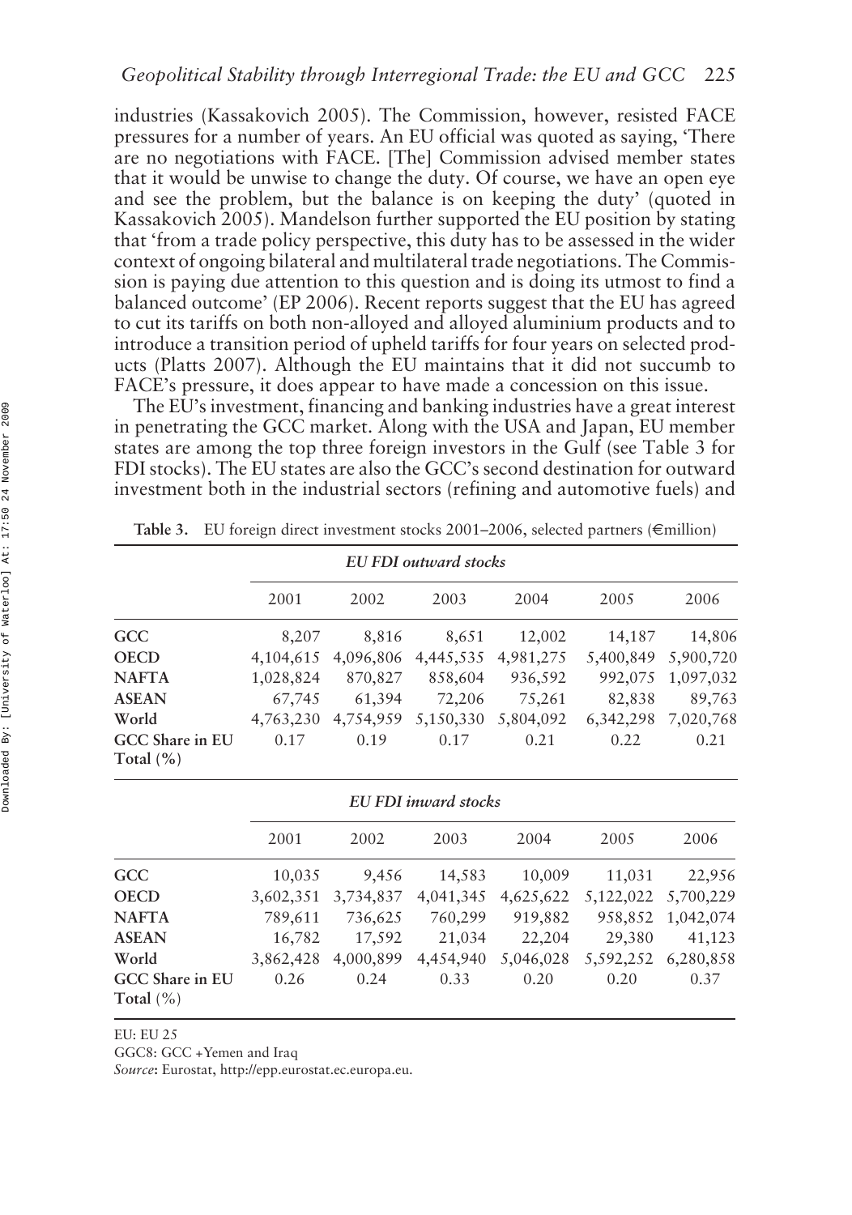industries (Kassakovich 2005). The Commission, however, resisted FACE pressures for a number of years. An EU official was quoted as saying, 'There are no negotiations with FACE. [The] Commission advised member states that it would be unwise to change the duty. Of course, we have an open eye and see the problem, but the balance is on keeping the duty' (quoted in Kassakovich 2005). Mandelson further supported the EU position by stating that 'from a trade policy perspective, this duty has to be assessed in the wider context of ongoing bilateral and multilateral trade negotiations. The Commission is paying due attention to this question and is doing its utmost to find a balanced outcome' (EP 2006). Recent reports suggest that the EU has agreed to cut its tariffs on both non-alloyed and alloyed aluminium products and to introduce a transition period of upheld tariffs for four years on selected products (Platts 2007). Although the EU maintains that it did not succumb to FACE's pressure, it does appear to have made a concession on this issue.

The EU's investment, financing and banking industries have a great interest in penetrating the GCC market. Along with the USA and Japan, EU member states are among the top three foreign investors in the Gulf (see Table 3 for FDI stocks). The EU states are also the GCC's second destination for outward investment both in the industrial sectors (refining and automotive fuels) and

**Table 3.** EU foreign direct investment stocks 2001–2006, selected partners (€million)

| | *EU FDI outward stocks* | | | | | |
|---|---|---|---|---|---|---|
| | 2001 | 2002 | 2003 | 2004 | 2005 | 2006 |
| **GCC** | 8,207 | 8,816 | 8,651 | 12,002 | 14,187 | 14,806 |
| **OECD** | 4,104,615 | 4,096,806 | 4,445,535 | 4,981,275 | 5,400,849 | 5,900,720 |
| **NAFTA** | 1,028,824 | 870,827 | 858,604 | 936,592 | 992,075 | 1,097,032 |
| **ASEAN** | 67,745 | 61,394 | 72,206 | 75,261 | 82,838 | 89,763 |
| **World** | 4,763,230 | 4,754,959 | 5,150,330 | 5,804,092 | 6,342,298 | 7,020,768 |
| **GCC Share in EU Total (%)** | 0.17 | 0.19 | 0.17 | 0.21 | 0.22 | 0.21 |
| | *EU FDI inward stocks* | | | | | |
| | 2001 | 2002 | 2003 | 2004 | 2005 | 2006 |
| **GCC** | 10,035 | 9,456 | 14,583 | 10,009 | 11,031 | 22,956 |
| **OECD** | 3,602,351 | 3,734,837 | 4,041,345 | 4,625,622 | 5,122,022 | 5,700,229 |
| **NAFTA** | 789,611 | 736,625 | 760,299 | 919,882 | 958,852 | 1,042,074 |
| **ASEAN** | 16,782 | 17,592 | 21,034 | 22,204 | 29,380 | 41,123 |
| **World** | 3,862,428 | 4,000,899 | 4,454,940 | 5,046,028 | 5,592,252 | 6,280,858 |
| **GCC Share in EU Total (%)** | 0.26 | 0.24 | 0.33 | 0.20 | 0.20 | 0.37 |

EU: EU 25

GGC8: GCC +Yemen and Iraq

*Source*: Eurostat, http://epp.eurostat.ec.europa.eu.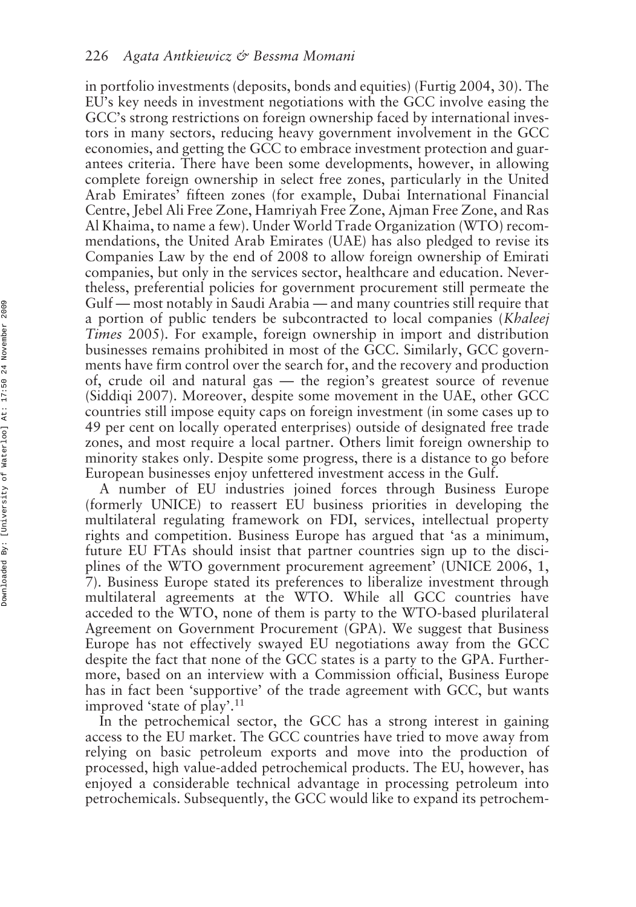in portfolio investments (deposits, bonds and equities) (Furtig 2004, 30). The EU's key needs in investment negotiations with the GCC involve easing the GCC's strong restrictions on foreign ownership faced by international investors in many sectors, reducing heavy government involvement in the GCC economies, and getting the GCC to embrace investment protection and guarantees criteria. There have been some developments, however, in allowing complete foreign ownership in select free zones, particularly in the United Arab Emirates' fifteen zones (for example, Dubai International Financial Centre, Jebel Ali Free Zone, Hamriyah Free Zone, Ajman Free Zone, and Ras Al Khaima, to name a few). Under World Trade Organization (WTO) recommendations, the United Arab Emirates (UAE) has also pledged to revise its Companies Law by the end of 2008 to allow foreign ownership of Emirati companies, but only in the services sector, healthcare and education. Nevertheless, preferential policies for government procurement still permeate the Gulf — most notably in Saudi Arabia — and many countries still require that a portion of public tenders be subcontracted to local companies (*Khaleej Times* 2005). For example, foreign ownership in import and distribution businesses remains prohibited in most of the GCC. Similarly, GCC governments have firm control over the search for, and the recovery and production of, crude oil and natural gas — the region's greatest source of revenue (Siddiqi 2007). Moreover, despite some movement in the UAE, other GCC countries still impose equity caps on foreign investment (in some cases up to 49 per cent on locally operated enterprises) outside of designated free trade zones, and most require a local partner. Others limit foreign ownership to minority stakes only. Despite some progress, there is a distance to go before European businesses enjoy unfettered investment access in the Gulf.

A number of EU industries joined forces through Business Europe (formerly UNICE) to reassert EU business priorities in developing the multilateral regulating framework on FDI, services, intellectual property rights and competition. Business Europe has argued that 'as a minimum, future EU FTAs should insist that partner countries sign up to the disciplines of the WTO government procurement agreement' (UNICE 2006, 1, 7). Business Europe stated its preferences to liberalize investment through multilateral agreements at the WTO. While all GCC countries have acceded to the WTO, none of them is party to the WTO-based plurilateral Agreement on Government Procurement (GPA). We suggest that Business Europe has not effectively swayed EU negotiations away from the GCC despite the fact that none of the GCC states is a party to the GPA. Furthermore, based on an interview with a Commission official, Business Europe has in fact been 'supportive' of the trade agreement with GCC, but wants improved 'state of play'.[11]

In the petrochemical sector, the GCC has a strong interest in gaining access to the EU market. The GCC countries have tried to move away from relying on basic petroleum exports and move into the production of processed, high value-added petrochemical products. The EU, however, has enjoyed a considerable technical advantage in processing petroleum into petrochemicals. Subsequently, the GCC would like to expand its petrochem-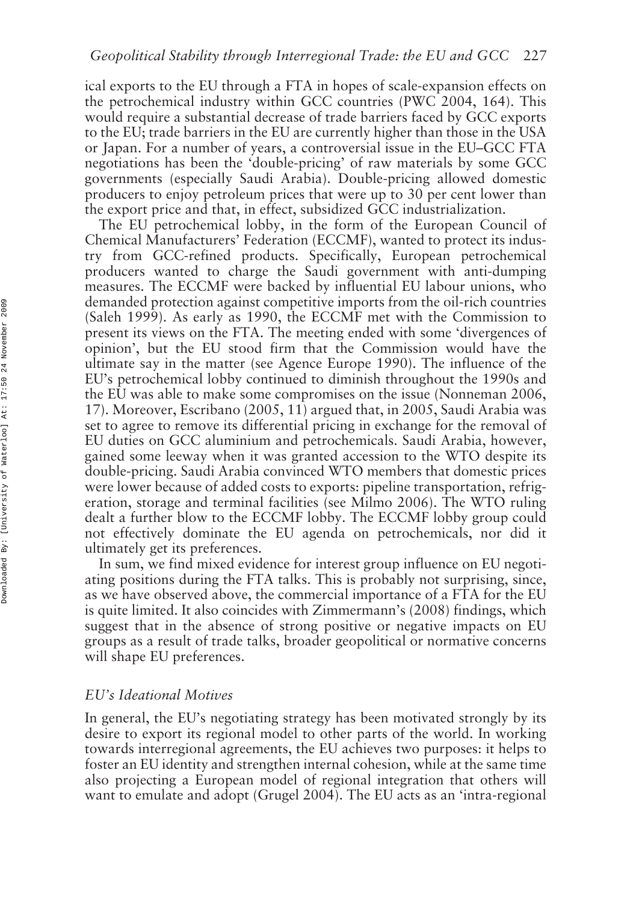ical exports to the EU through a FTA in hopes of scale-expansion effects on the petrochemical industry within GCC countries (PWC 2004, 164). This would require a substantial decrease of trade barriers faced by GCC exports to the EU; trade barriers in the EU are currently higher than those in the USA or Japan. For a number of years, a controversial issue in the EU–GCC FTA negotiations has been the 'double-pricing' of raw materials by some GCC governments (especially Saudi Arabia). Double-pricing allowed domestic producers to enjoy petroleum prices that were up to 30 per cent lower than the export price and that, in effect, subsidized GCC industrialization.

The EU petrochemical lobby, in the form of the European Council of Chemical Manufacturers' Federation (ECCMF), wanted to protect its industry from GCC-refined products. Specifically, European petrochemical producers wanted to charge the Saudi government with anti-dumping measures. The ECCMF were backed by influential EU labour unions, who demanded protection against competitive imports from the oil-rich countries (Saleh 1999). As early as 1990, the ECCMF met with the Commission to present its views on the FTA. The meeting ended with some 'divergences of opinion', but the EU stood firm that the Commission would have the ultimate say in the matter (see Agence Europe 1990). The influence of the EU's petrochemical lobby continued to diminish throughout the 1990s and the EU was able to make some compromises on the issue (Nonneman 2006, 17). Moreover, Escribano (2005, 11) argued that, in 2005, Saudi Arabia was set to agree to remove its differential pricing in exchange for the removal of EU duties on GCC aluminium and petrochemicals. Saudi Arabia, however, gained some leeway when it was granted accession to the WTO despite its double-pricing. Saudi Arabia convinced WTO members that domestic prices were lower because of added costs to exports: pipeline transportation, refrigeration, storage and terminal facilities (see Milmo 2006). The WTO ruling dealt a further blow to the ECCMF lobby. The ECCMF lobby group could not effectively dominate the EU agenda on petrochemicals, nor did it ultimately get its preferences.

In sum, we find mixed evidence for interest group influence on EU negotiating positions during the FTA talks. This is probably not surprising, since, as we have observed above, the commercial importance of a FTA for the EU is quite limited. It also coincides with Zimmermann's (2008) findings, which suggest that in the absence of strong positive or negative impacts on EU groups as a result of trade talks, broader geopolitical or normative concerns will shape EU preferences.

### *EU's Ideational Motives*

In general, the EU's negotiating strategy has been motivated strongly by its desire to export its regional model to other parts of the world. In working towards interregional agreements, the EU achieves two purposes: it helps to foster an EU identity and strengthen internal cohesion, while at the same time also projecting a European model of regional integration that others will want to emulate and adopt (Grugel 2004). The EU acts as an 'intra-regional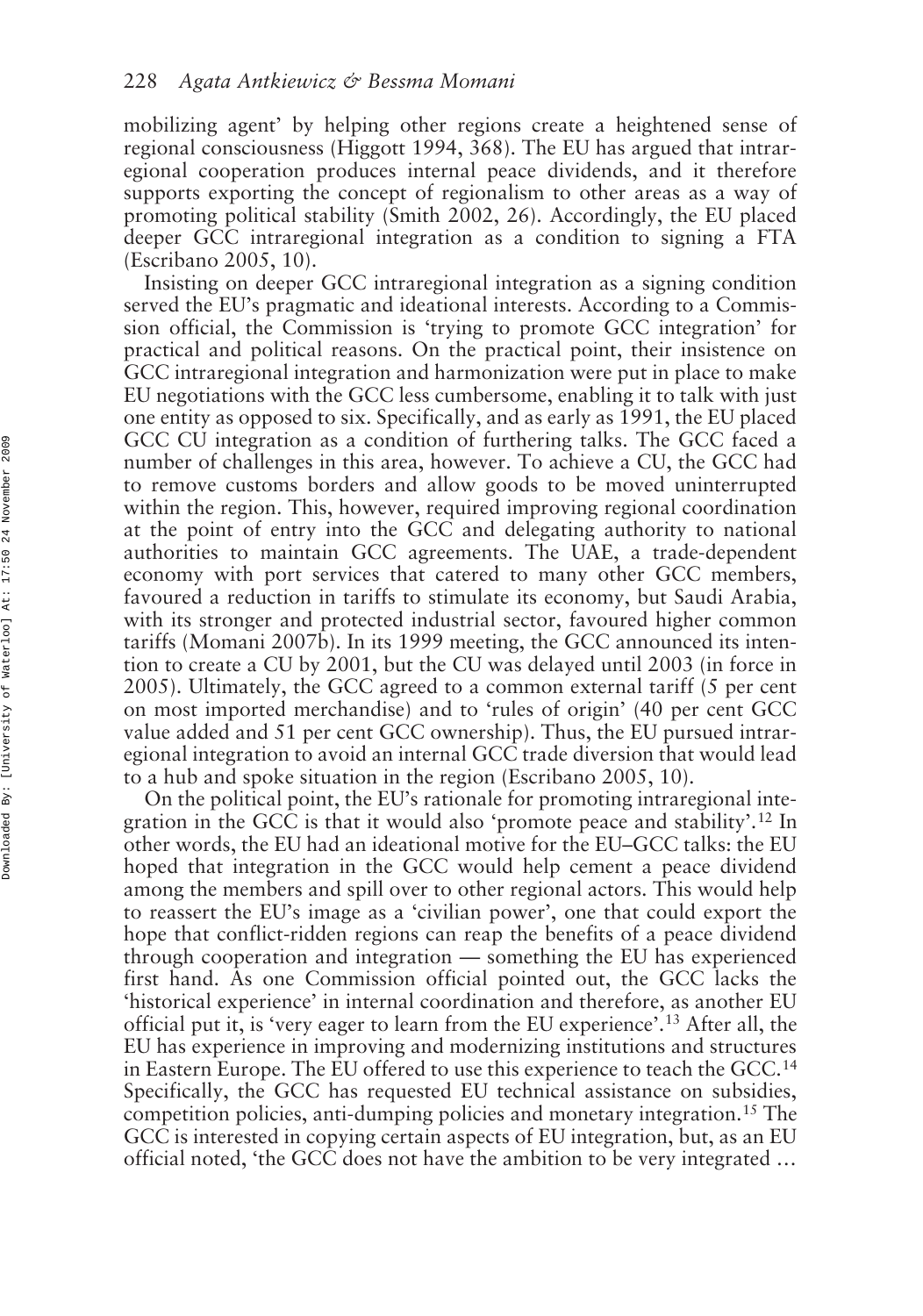mobilizing agent' by helping other regions create a heightened sense of regional consciousness (Higgott 1994, 368). The EU has argued that intraregional cooperation produces internal peace dividends, and it therefore supports exporting the concept of regionalism to other areas as a way of promoting political stability (Smith 2002, 26). Accordingly, the EU placed deeper GCC intraregional integration as a condition to signing a FTA (Escribano 2005, 10).

Insisting on deeper GCC intraregional integration as a signing condition served the EU's pragmatic and ideational interests. According to a Commission official, the Commission is 'trying to promote GCC integration' for practical and political reasons. On the practical point, their insistence on GCC intraregional integration and harmonization were put in place to make EU negotiations with the GCC less cumbersome, enabling it to talk with just one entity as opposed to six. Specifically, and as early as 1991, the EU placed GCC CU integration as a condition of furthering talks. The GCC faced a number of challenges in this area, however. To achieve a CU, the GCC had to remove customs borders and allow goods to be moved uninterrupted within the region. This, however, required improving regional coordination at the point of entry into the GCC and delegating authority to national authorities to maintain GCC agreements. The UAE, a trade-dependent economy with port services that catered to many other GCC members, favoured a reduction in tariffs to stimulate its economy, but Saudi Arabia, with its stronger and protected industrial sector, favoured higher common tariffs (Momani 2007b). In its 1999 meeting, the GCC announced its intention to create a CU by 2001, but the CU was delayed until 2003 (in force in 2005). Ultimately, the GCC agreed to a common external tariff (5 per cent on most imported merchandise) and to 'rules of origin' (40 per cent GCC value added and 51 per cent GCC ownership). Thus, the EU pursued intraregional integration to avoid an internal GCC trade diversion that would lead to a hub and spoke situation in the region (Escribano 2005, 10).

On the political point, the EU's rationale for promoting intraregional integration in the GCC is that it would also 'promote peace and stability'.[12] In other words, the EU had an ideational motive for the EU–GCC talks: the EU hoped that integration in the GCC would help cement a peace dividend among the members and spill over to other regional actors. This would help to reassert the EU's image as a 'civilian power', one that could export the hope that conflict-ridden regions can reap the benefits of a peace dividend through cooperation and integration — something the EU has experienced first hand. As one Commission official pointed out, the GCC lacks the 'historical experience' in internal coordination and therefore, as another EU official put it, is 'very eager to learn from the EU experience'.[13] After all, the EU has experience in improving and modernizing institutions and structures in Eastern Europe. The EU offered to use this experience to teach the GCC.[14] Specifically, the GCC has requested EU technical assistance on subsidies, competition policies, anti-dumping policies and monetary integration.[15] The GCC is interested in copying certain aspects of EU integration, but, as an EU official noted, 'the GCC does not have the ambition to be very integrated …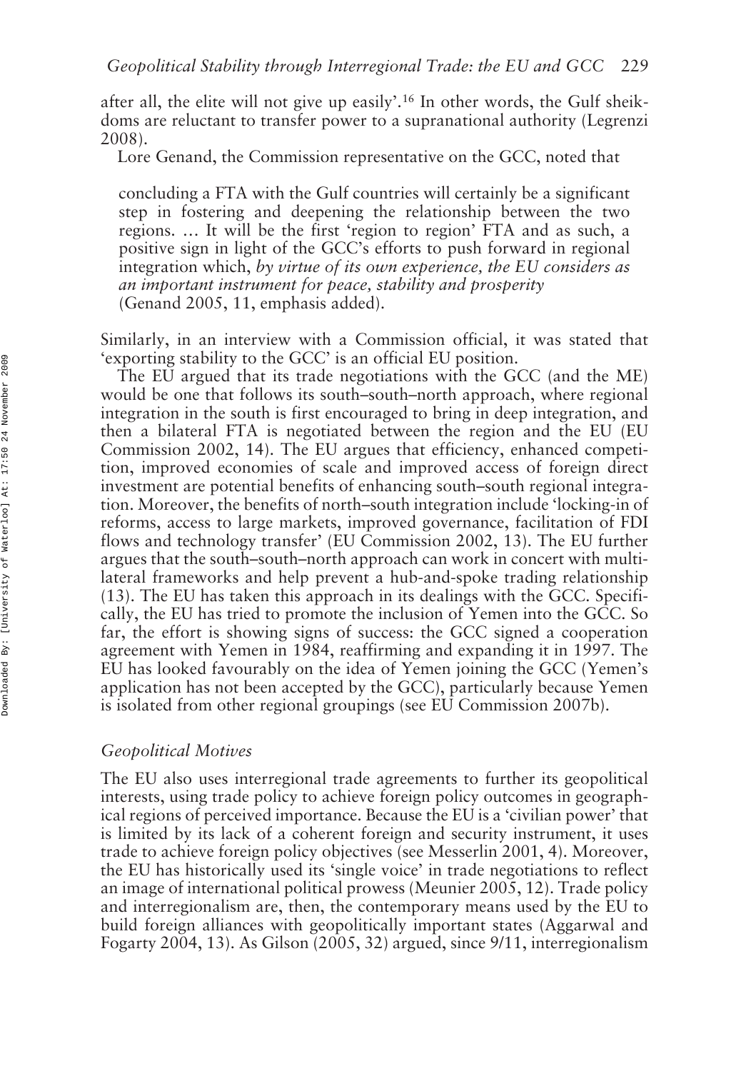after all, the elite will not give up easily'.[16] In other words, the Gulf sheikdoms are reluctant to transfer power to a supranational authority (Legrenzi 2008).

Lore Genand, the Commission representative on the GCC, noted that

> concluding a FTA with the Gulf countries will certainly be a significant step in fostering and deepening the relationship between the two regions. … It will be the first 'region to region' FTA and as such, a positive sign in light of the GCC's efforts to push forward in regional integration which, *by virtue of its own experience, the EU considers as an important instrument for peace, stability and prosperity* (Genand 2005, 11, emphasis added).

Similarly, in an interview with a Commission official, it was stated that 'exporting stability to the GCC' is an official EU position.

The EU argued that its trade negotiations with the GCC (and the ME) would be one that follows its south–south–north approach, where regional integration in the south is first encouraged to bring in deep integration, and then a bilateral FTA is negotiated between the region and the EU (EU Commission 2002, 14). The EU argues that efficiency, enhanced competition, improved economies of scale and improved access of foreign direct investment are potential benefits of enhancing south–south regional integration. Moreover, the benefits of north–south integration include 'locking-in of reforms, access to large markets, improved governance, facilitation of FDI flows and technology transfer' (EU Commission 2002, 13). The EU further argues that the south–south–north approach can work in concert with multilateral frameworks and help prevent a hub-and-spoke trading relationship (13). The EU has taken this approach in its dealings with the GCC. Specifically, the EU has tried to promote the inclusion of Yemen into the GCC. So far, the effort is showing signs of success: the GCC signed a cooperation agreement with Yemen in 1984, reaffirming and expanding it in 1997. The EU has looked favourably on the idea of Yemen joining the GCC (Yemen's application has not been accepted by the GCC), particularly because Yemen is isolated from other regional groupings (see EU Commission 2007b).

### *Geopolitical Motives*

The EU also uses interregional trade agreements to further its geopolitical interests, using trade policy to achieve foreign policy outcomes in geographical regions of perceived importance. Because the EU is a 'civilian power' that is limited by its lack of a coherent foreign and security instrument, it uses trade to achieve foreign policy objectives (see Messerlin 2001, 4). Moreover, the EU has historically used its 'single voice' in trade negotiations to reflect an image of international political prowess (Meunier 2005, 12). Trade policy and interregionalism are, then, the contemporary means used by the EU to build foreign alliances with geopolitically important states (Aggarwal and Fogarty 2004, 13). As Gilson (2005, 32) argued, since 9/11, interregionalism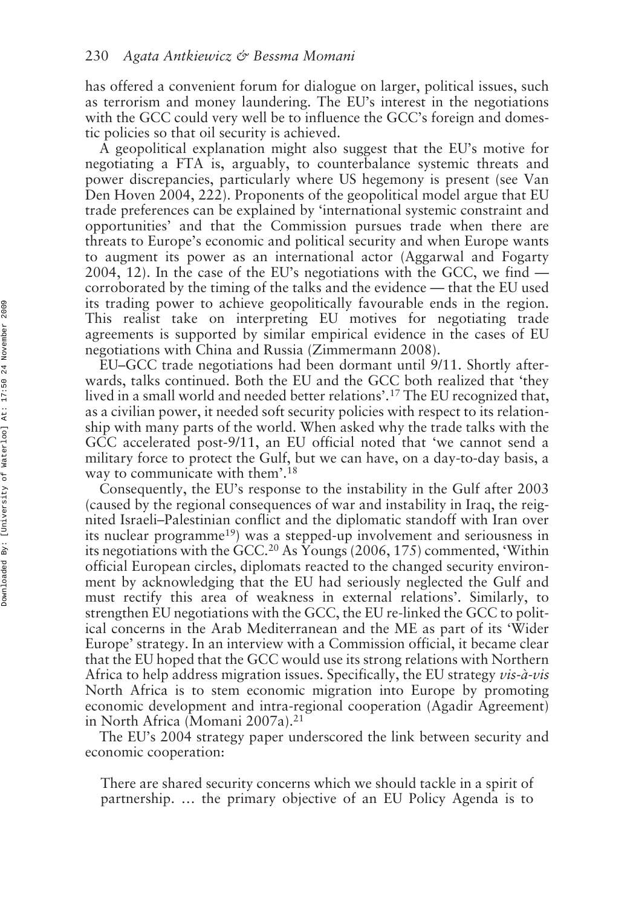has offered a convenient forum for dialogue on larger, political issues, such as terrorism and money laundering. The EU's interest in the negotiations with the GCC could very well be to influence the GCC's foreign and domestic policies so that oil security is achieved.

A geopolitical explanation might also suggest that the EU's motive for negotiating a FTA is, arguably, to counterbalance systemic threats and power discrepancies, particularly where US hegemony is present (see Van Den Hoven 2004, 222). Proponents of the geopolitical model argue that EU trade preferences can be explained by 'international systemic constraint and opportunities' and that the Commission pursues trade when there are threats to Europe's economic and political security and when Europe wants to augment its power as an international actor (Aggarwal and Fogarty 2004, 12). In the case of the EU's negotiations with the GCC, we find — corroborated by the timing of the talks and the evidence — that the EU used its trading power to achieve geopolitically favourable ends in the region. This realist take on interpreting EU motives for negotiating trade agreements is supported by similar empirical evidence in the cases of EU negotiations with China and Russia (Zimmermann 2008).

EU–GCC trade negotiations had been dormant until 9/11. Shortly afterwards, talks continued. Both the EU and the GCC both realized that 'they lived in a small world and needed better relations'.[17] The EU recognized that, as a civilian power, it needed soft security policies with respect to its relationship with many parts of the world. When asked why the trade talks with the GCC accelerated post-9/11, an EU official noted that 'we cannot send a military force to protect the Gulf, but we can have, on a day-to-day basis, a way to communicate with them'.[18]

Consequently, the EU's response to the instability in the Gulf after 2003 (caused by the regional consequences of war and instability in Iraq, the reignited Israeli–Palestinian conflict and the diplomatic standoff with Iran over its nuclear programme[19]) was a stepped-up involvement and seriousness in its negotiations with the GCC.[20] As Youngs (2006, 175) commented, 'Within official European circles, diplomats reacted to the changed security environment by acknowledging that the EU had seriously neglected the Gulf and must rectify this area of weakness in external relations'. Similarly, to strengthen EU negotiations with the GCC, the EU re-linked the GCC to political concerns in the Arab Mediterranean and the ME as part of its 'Wider Europe' strategy. In an interview with a Commission official, it became clear that the EU hoped that the GCC would use its strong relations with Northern Africa to help address migration issues. Specifically, the EU strategy *vis-à-vis* North Africa is to stem economic migration into Europe by promoting economic development and intra-regional cooperation (Agadir Agreement) in North Africa (Momani 2007a).[21]

The EU's 2004 strategy paper underscored the link between security and economic cooperation:

> There are shared security concerns which we should tackle in a spirit of partnership. … the primary objective of an EU Policy Agenda is to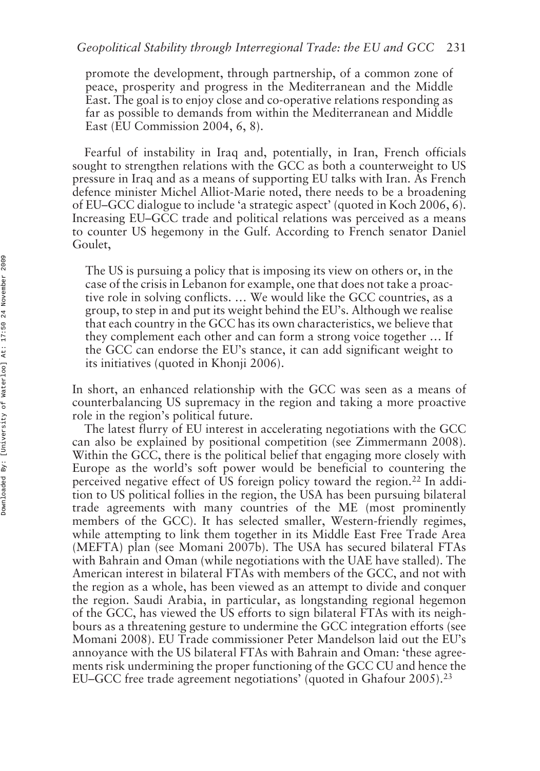promote the development, through partnership, of a common zone of peace, prosperity and progress in the Mediterranean and the Middle East. The goal is to enjoy close and co-operative relations responding as far as possible to demands from within the Mediterranean and Middle East (EU Commission 2004, 6, 8).

Fearful of instability in Iraq and, potentially, in Iran, French officials sought to strengthen relations with the GCC as both a counterweight to US pressure in Iraq and as a means of supporting EU talks with Iran. As French defence minister Michel Alliot-Marie noted, there needs to be a broadening of EU–GCC dialogue to include 'a strategic aspect' (quoted in Koch 2006, 6). Increasing EU–GCC trade and political relations was perceived as a means to counter US hegemony in the Gulf. According to French senator Daniel Goulet,

> The US is pursuing a policy that is imposing its view on others or, in the case of the crisis in Lebanon for example, one that does not take a proactive role in solving conflicts. … We would like the GCC countries, as a group, to step in and put its weight behind the EU's. Although we realise that each country in the GCC has its own characteristics, we believe that they complement each other and can form a strong voice together … If the GCC can endorse the EU's stance, it can add significant weight to its initiatives (quoted in Khonji 2006).

In short, an enhanced relationship with the GCC was seen as a means of counterbalancing US supremacy in the region and taking a more proactive role in the region's political future.

The latest flurry of EU interest in accelerating negotiations with the GCC can also be explained by positional competition (see Zimmermann 2008). Within the GCC, there is the political belief that engaging more closely with Europe as the world's soft power would be beneficial to countering the perceived negative effect of US foreign policy toward the region.[22] In addition to US political follies in the region, the USA has been pursuing bilateral trade agreements with many countries of the ME (most prominently members of the GCC). It has selected smaller, Western-friendly regimes, while attempting to link them together in its Middle East Free Trade Area (MEFTA) plan (see Momani 2007b). The USA has secured bilateral FTAs with Bahrain and Oman (while negotiations with the UAE have stalled). The American interest in bilateral FTAs with members of the GCC, and not with the region as a whole, has been viewed as an attempt to divide and conquer the region. Saudi Arabia, in particular, as longstanding regional hegemon of the GCC, has viewed the US efforts to sign bilateral FTAs with its neighbours as a threatening gesture to undermine the GCC integration efforts (see Momani 2008). EU Trade commissioner Peter Mandelson laid out the EU's annoyance with the US bilateral FTAs with Bahrain and Oman: 'these agreements risk undermining the proper functioning of the GCC CU and hence the EU–GCC free trade agreement negotiations' (quoted in Ghafour 2005).[23]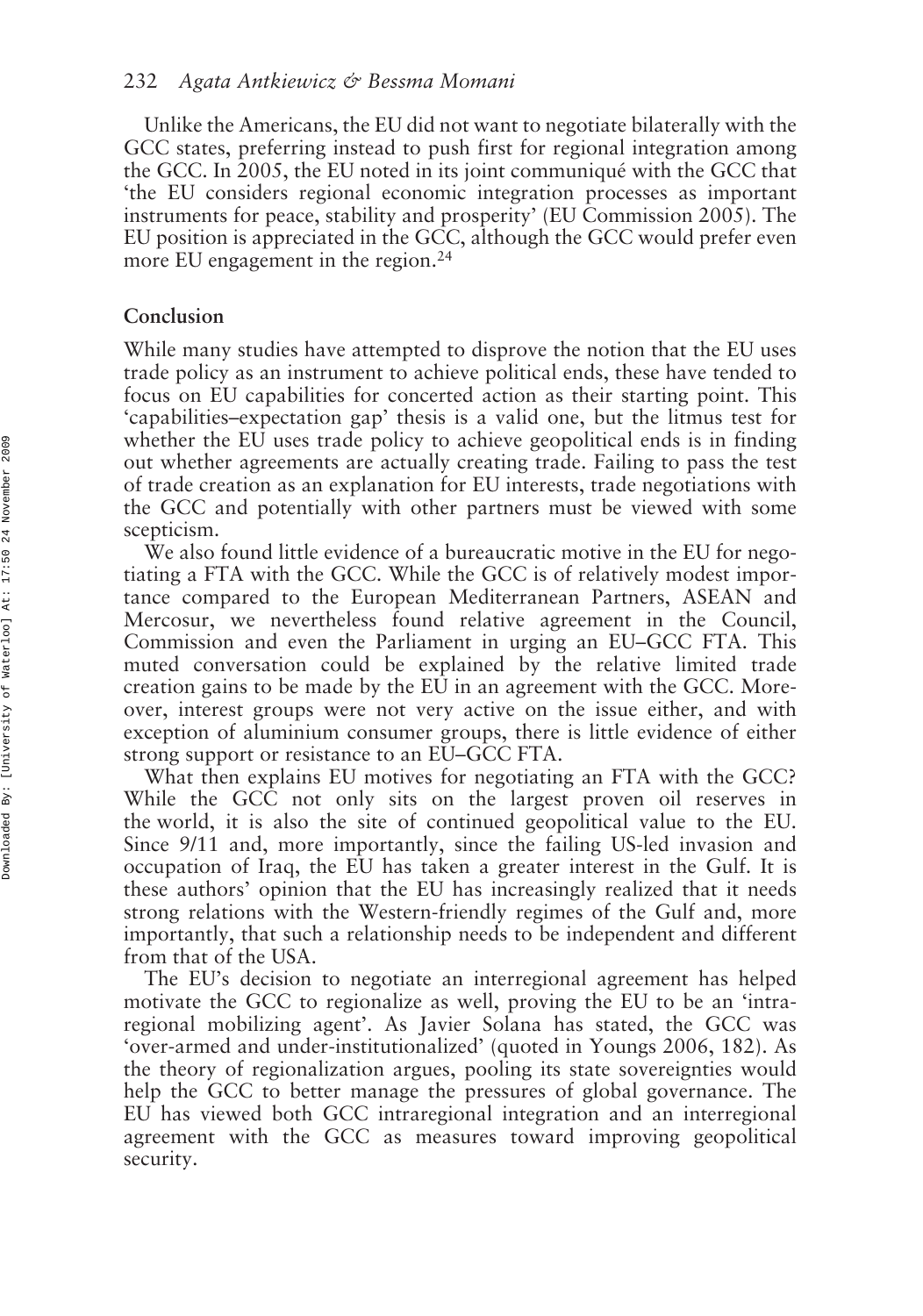Unlike the Americans, the EU did not want to negotiate bilaterally with the GCC states, preferring instead to push first for regional integration among the GCC. In 2005, the EU noted in its joint communiqué with the GCC that 'the EU considers regional economic integration processes as important instruments for peace, stability and prosperity' (EU Commission 2005). The EU position is appreciated in the GCC, although the GCC would prefer even more EU engagement in the region.[24]

## Conclusion

While many studies have attempted to disprove the notion that the EU uses trade policy as an instrument to achieve political ends, these have tended to focus on EU capabilities for concerted action as their starting point. This 'capabilities–expectation gap' thesis is a valid one, but the litmus test for whether the EU uses trade policy to achieve geopolitical ends is in finding out whether agreements are actually creating trade. Failing to pass the test of trade creation as an explanation for EU interests, trade negotiations with the GCC and potentially with other partners must be viewed with some scepticism.

We also found little evidence of a bureaucratic motive in the EU for negotiating a FTA with the GCC. While the GCC is of relatively modest importance compared to the European Mediterranean Partners, ASEAN and Mercosur, we nevertheless found relative agreement in the Council, Commission and even the Parliament in urging an EU–GCC FTA. This muted conversation could be explained by the relative limited trade creation gains to be made by the EU in an agreement with the GCC. Moreover, interest groups were not very active on the issue either, and with exception of aluminium consumer groups, there is little evidence of either strong support or resistance to an EU–GCC FTA.

What then explains EU motives for negotiating an FTA with the GCC? While the GCC not only sits on the largest proven oil reserves in the world, it is also the site of continued geopolitical value to the EU. Since 9/11 and, more importantly, since the failing US-led invasion and occupation of Iraq, the EU has taken a greater interest in the Gulf. It is these authors' opinion that the EU has increasingly realized that it needs strong relations with the Western-friendly regimes of the Gulf and, more importantly, that such a relationship needs to be independent and different from that of the USA.

The EU's decision to negotiate an interregional agreement has helped motivate the GCC to regionalize as well, proving the EU to be an 'intraregional mobilizing agent'. As Javier Solana has stated, the GCC was 'over-armed and under-institutionalized' (quoted in Youngs 2006, 182). As the theory of regionalization argues, pooling its state sovereignties would help the GCC to better manage the pressures of global governance. The EU has viewed both GCC intraregional integration and an interregional agreement with the GCC as measures toward improving geopolitical security.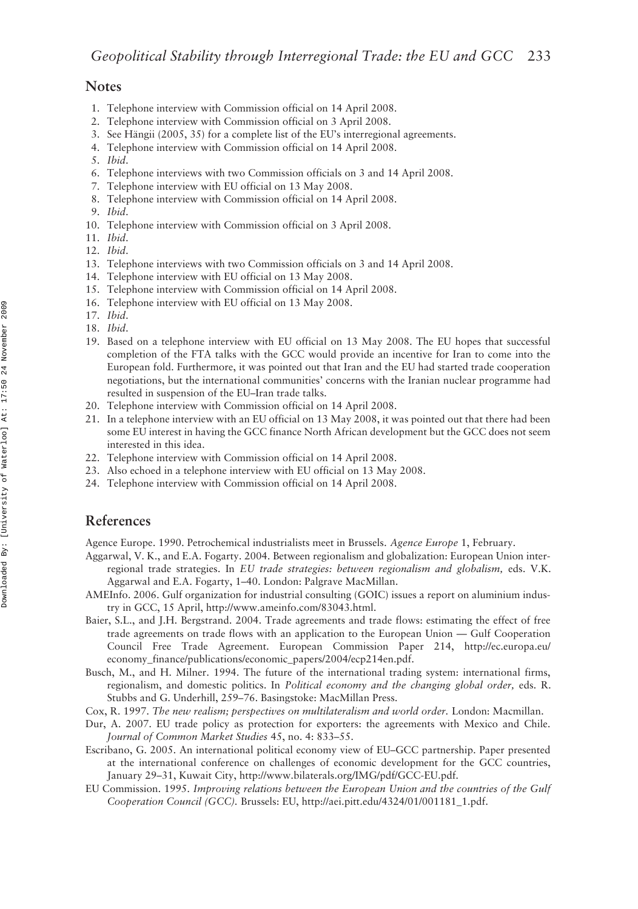## Notes

1. Telephone interview with Commission official on 14 April 2008.
2. Telephone interview with Commission official on 3 April 2008.
3. See Hängii (2005, 35) for a complete list of the EU's interregional agreements.
4. Telephone interview with Commission official on 14 April 2008.
5. *Ibid*.
6. Telephone interviews with two Commission officials on 3 and 14 April 2008.
7. Telephone interview with EU official on 13 May 2008.
8. Telephone interview with Commission official on 14 April 2008.
9. *Ibid*.
10. Telephone interview with Commission official on 3 April 2008.
11. *Ibid*.
12. *Ibid*.
13. Telephone interviews with two Commission officials on 3 and 14 April 2008.
14. Telephone interview with EU official on 13 May 2008.
15. Telephone interview with Commission official on 14 April 2008.
16. Telephone interview with EU official on 13 May 2008.
17. *Ibid*.
18. *Ibid*.
19. Based on a telephone interview with EU official on 13 May 2008. The EU hopes that successful completion of the FTA talks with the GCC would provide an incentive for Iran to come into the European fold. Furthermore, it was pointed out that Iran and the EU had started trade cooperation negotiations, but the international communities' concerns with the Iranian nuclear programme had resulted in suspension of the EU–Iran trade talks.
20. Telephone interview with Commission official on 14 April 2008.
21. In a telephone interview with an EU official on 13 May 2008, it was pointed out that there had been some EU interest in having the GCC finance North African development but the GCC does not seem interested in this idea.
22. Telephone interview with Commission official on 14 April 2008.
23. Also echoed in a telephone interview with EU official on 13 May 2008.
24. Telephone interview with Commission official on 14 April 2008.

## References

Agence Europe. 1990. Petrochemical industrialists meet in Brussels. *Agence Europe* 1, February.

Aggarwal, V. K., and E.A. Fogarty. 2004. Between regionalism and globalization: European Union interregional trade strategies. In *EU trade strategies: between regionalism and globalism,* eds. V.K. Aggarwal and E.A. Fogarty, 1–40. London: Palgrave MacMillan.

AMEInfo. 2006. Gulf organization for industrial consulting (GOIC) issues a report on aluminium industry in GCC, 15 April, http://www.ameinfo.com/83043.html.

Baier, S.L., and J.H. Bergstrand. 2004. Trade agreements and trade flows: estimating the effect of free trade agreements on trade flows with an application to the European Union — Gulf Cooperation Council Free Trade Agreement. European Commission Paper 214, http://ec.europa.eu/economy_finance/publications/economic_papers/2004/ecp214en.pdf.

Busch, M., and H. Milner. 1994. The future of the international trading system: international firms, regionalism, and domestic politics. In *Political economy and the changing global order,* eds. R. Stubbs and G. Underhill, 259–76. Basingstoke: MacMillan Press.

Cox, R. 1997. *The new realism; perspectives on multilateralism and world order.* London: Macmillan.

Dur, A. 2007. EU trade policy as protection for exporters: the agreements with Mexico and Chile. *Journal of Common Market Studies* 45, no. 4: 833–55.

Escribano, G. 2005. An international political economy view of EU–GCC partnership. Paper presented at the international conference on challenges of economic development for the GCC countries, January 29–31, Kuwait City, http://www.bilaterals.org/IMG/pdf/GCC-EU.pdf.

EU Commission. 1995. *Improving relations between the European Union and the countries of the Gulf Cooperation Council (GCC).* Brussels: EU, http://aei.pitt.edu/4324/01/001181_1.pdf.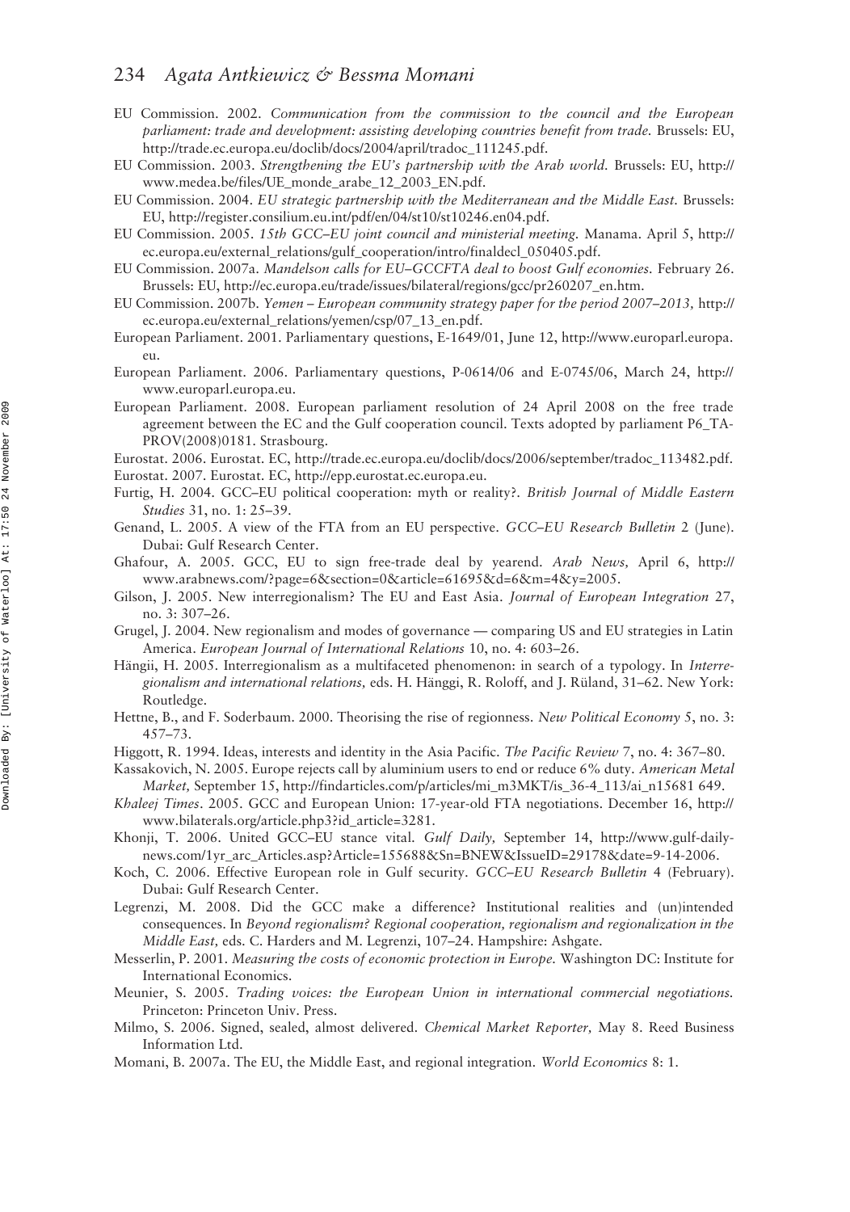EU Commission. 2002. *Communication from the commission to the council and the European parliament: trade and development: assisting developing countries benefit from trade.* Brussels: EU, http://trade.ec.europa.eu/doclib/docs/2004/april/tradoc_111245.pdf.

EU Commission. 2003. *Strengthening the EU's partnership with the Arab world.* Brussels: EU, http://www.medea.be/files/UE_monde_arabe_12_2003_EN.pdf.

EU Commission. 2004. *EU strategic partnership with the Mediterranean and the Middle East.* Brussels: EU, http://register.consilium.eu.int/pdf/en/04/st10/st10246.en04.pdf.

EU Commission. 2005. *15th GCC–EU joint council and ministerial meeting.* Manama. April 5, http://ec.europa.eu/external_relations/gulf_cooperation/intro/finaldecl_050405.pdf.

EU Commission. 2007a. *Mandelson calls for EU–GCCFTA deal to boost Gulf economies.* February 26. Brussels: EU, http://ec.europa.eu/trade/issues/bilateral/regions/gcc/pr260207_en.htm.

EU Commission. 2007b. *Yemen – European community strategy paper for the period 2007–2013,* http://ec.europa.eu/external_relations/yemen/csp/07_13_en.pdf.

European Parliament. 2001. Parliamentary questions, E-1649/01, June 12, http://www.europarl.europa.eu.

European Parliament. 2006. Parliamentary questions, P-0614/06 and E-0745/06, March 24, http://www.europarl.europa.eu.

European Parliament. 2008. European parliament resolution of 24 April 2008 on the free trade agreement between the EC and the Gulf cooperation council. Texts adopted by parliament P6_TA-PROV(2008)0181. Strasbourg.

Eurostat. 2006. Eurostat. EC, http://trade.ec.europa.eu/doclib/docs/2006/september/tradoc_113482.pdf.

Eurostat. 2007. Eurostat. EC, http://epp.eurostat.ec.europa.eu.

Furtig, H. 2004. GCC–EU political cooperation: myth or reality?. *British Journal of Middle Eastern Studies* 31, no. 1: 25–39.

Genand, L. 2005. A view of the FTA from an EU perspective. *GCC–EU Research Bulletin* 2 (June). Dubai: Gulf Research Center.

Ghafour, A. 2005. GCC, EU to sign free-trade deal by yearend. *Arab News,* April 6, http://www.arabnews.com/?page=6&section=0&article=61695&d=6&m=4&y=2005.

Gilson, J. 2005. New interregionalism? The EU and East Asia. *Journal of European Integration* 27, no. 3: 307–26.

Grugel, J. 2004. New regionalism and modes of governance — comparing US and EU strategies in Latin America. *European Journal of International Relations* 10, no. 4: 603–26.

Hängii, H. 2005. Interregionalism as a multifaceted phenomenon: in search of a typology. In *Interregionalism and international relations,* eds. H. Hänggi, R. Roloff, and J. Rüland, 31–62. New York: Routledge.

Hettne, B., and F. Soderbaum. 2000. Theorising the rise of regionness. *New Political Economy* 5, no. 3: 457–73.

Higgott, R. 1994. Ideas, interests and identity in the Asia Pacific. *The Pacific Review* 7, no. 4: 367–80.

Kassakovich, N. 2005. Europe rejects call by aluminium users to end or reduce 6% duty. *American Metal Market,* September 15, http://findarticles.com/p/articles/mi_m3MKT/is_36-4_113/ai_n15681 649.

*Khaleej Times*. 2005. GCC and European Union: 17-year-old FTA negotiations. December 16, http://www.bilaterals.org/article.php3?id_article=3281.

Khonji, T. 2006. United GCC–EU stance vital. *Gulf Daily,* September 14, http://www.gulf-daily-news.com/1yr_arc_Articles.asp?Article=155688&Sn=BNEW&IssueID=29178&date=9-14-2006.

Koch, C. 2006. Effective European role in Gulf security. *GCC–EU Research Bulletin* 4 (February). Dubai: Gulf Research Center.

Legrenzi, M. 2008. Did the GCC make a difference? Institutional realities and (un)intended consequences. In *Beyond regionalism? Regional cooperation, regionalism and regionalization in the Middle East,* eds. C. Harders and M. Legrenzi, 107–24. Hampshire: Ashgate.

Messerlin, P. 2001. *Measuring the costs of economic protection in Europe.* Washington DC: Institute for International Economics.

Meunier, S. 2005. *Trading voices: the European Union in international commercial negotiations.* Princeton: Princeton Univ. Press.

Milmo, S. 2006. Signed, sealed, almost delivered. *Chemical Market Reporter,* May 8. Reed Business Information Ltd.

Momani, B. 2007a. The EU, the Middle East, and regional integration. *World Economics* 8: 1.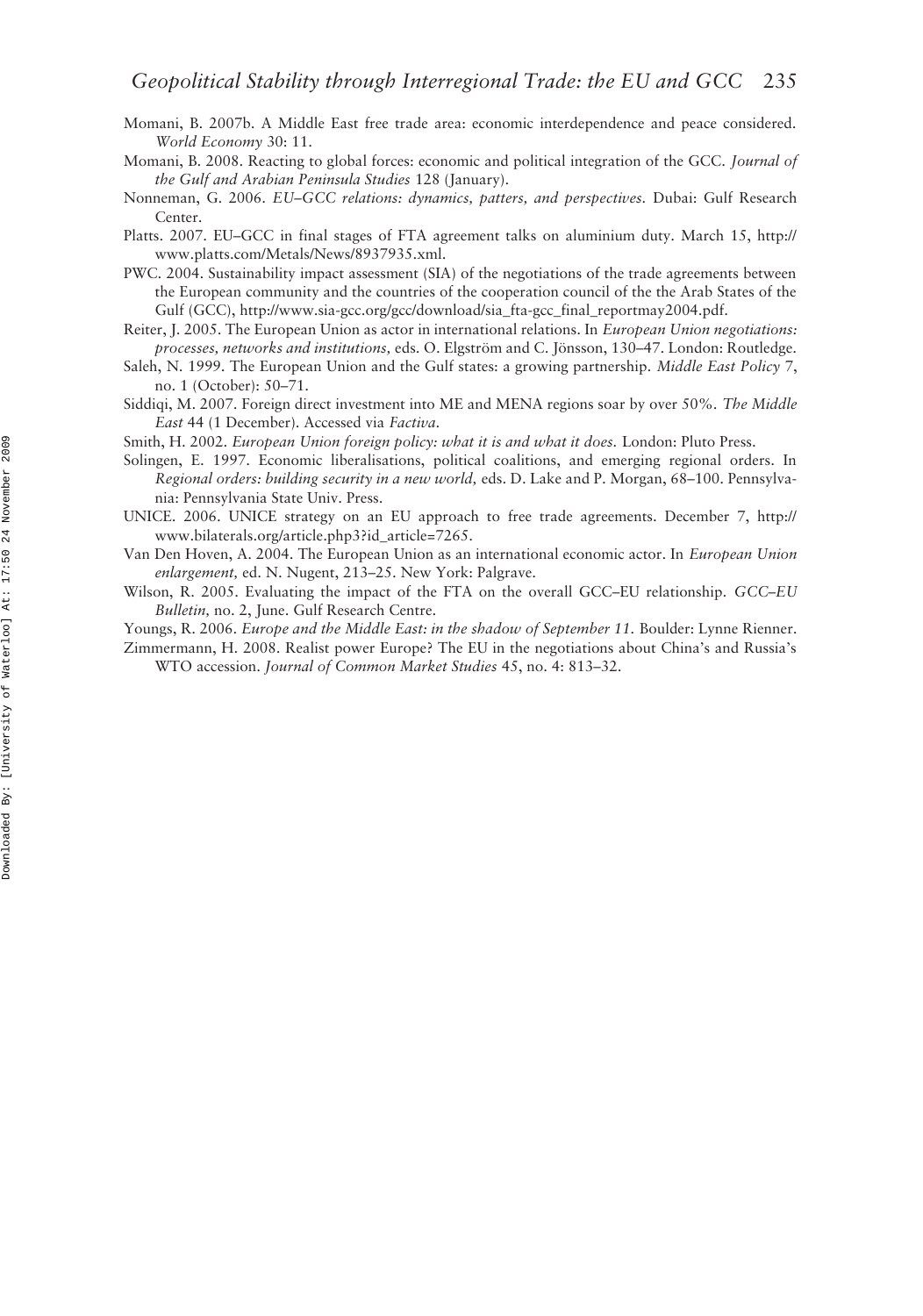Momani, B. 2007b. A Middle East free trade area: economic interdependence and peace considered. *World Economy* 30: 11.

Momani, B. 2008. Reacting to global forces: economic and political integration of the GCC. *Journal of the Gulf and Arabian Peninsula Studies* 128 (January).

Nonneman, G. 2006. *EU–GCC relations: dynamics, patters, and perspectives.* Dubai: Gulf Research Center.

Platts. 2007. EU–GCC in final stages of FTA agreement talks on aluminium duty. March 15, http://www.platts.com/Metals/News/8937935.xml.

PWC. 2004. Sustainability impact assessment (SIA) of the negotiations of the trade agreements between the European community and the countries of the cooperation council of the the Arab States of the Gulf (GCC), http://www.sia-gcc.org/gcc/download/sia_fta-gcc_final_reportmay2004.pdf.

Reiter, J. 2005. The European Union as actor in international relations. In *European Union negotiations: processes, networks and institutions,* eds. O. Elgström and C. Jönsson, 130–47. London: Routledge.

Saleh, N. 1999. The European Union and the Gulf states: a growing partnership. *Middle East Policy* 7, no. 1 (October): 50–71.

Siddiqi, M. 2007. Foreign direct investment into ME and MENA regions soar by over 50%. *The Middle East* 44 (1 December). Accessed via *Factiva*.

Smith, H. 2002. *European Union foreign policy: what it is and what it does.* London: Pluto Press.

Solingen, E. 1997. Economic liberalisations, political coalitions, and emerging regional orders. In *Regional orders: building security in a new world,* eds. D. Lake and P. Morgan, 68–100. Pennsylvania: Pennsylvania State Univ. Press.

UNICE. 2006. UNICE strategy on an EU approach to free trade agreements. December 7, http://www.bilaterals.org/article.php3?id_article=7265.

Van Den Hoven, A. 2004. The European Union as an international economic actor. In *European Union enlargement,* ed. N. Nugent, 213–25. New York: Palgrave.

Wilson, R. 2005. Evaluating the impact of the FTA on the overall GCC–EU relationship. *GCC–EU Bulletin,* no. 2, June. Gulf Research Centre.

Youngs, R. 2006. *Europe and the Middle East: in the shadow of September 11.* Boulder: Lynne Rienner.

Zimmermann, H. 2008. Realist power Europe? The EU in the negotiations about China's and Russia's WTO accession. *Journal of Common Market Studies* 45, no. 4: 813–32.